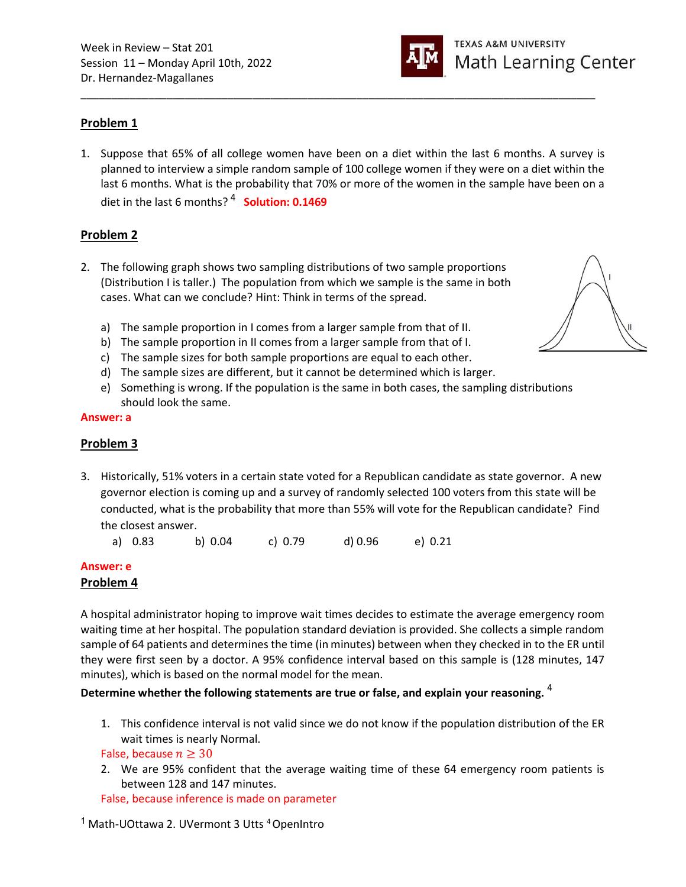Week in Review – Stat 201
Session 11 – Monday April 10th, 2022
Dr. Hernandez-Magallanes

TEXAS A&M UNIVERSITY
Math Learning Center

## Problem 1

1. Suppose that 65% of all college women have been on a diet within the last 6 months. A survey is planned to interview a simple random sample of 100 college women if they were on a diet within the last 6 months. What is the probability that 70% or more of the women in the sample have been on a diet in the last 6 months?[4] **Solution: 0.1469**

## Problem 2

2. The following graph shows two sampling distributions of two sample proportions (Distribution I is taller.) The population from which we sample is the same in both cases. What can we conclude? Hint: Think in terms of the spread.

   a) The sample proportion in I comes from a larger sample from that of II.
   b) The sample proportion in II comes from a larger sample from that of I.
   c) The sample sizes for both sample proportions are equal to each other.
   d) The sample sizes are different, but it cannot be determined which is larger.
   e) Something is wrong. If the population is the same in both cases, the sampling distributions should look the same.

**Answer: a**

## Problem 3

3. Historically, 51% voters in a certain state voted for a Republican candidate as state governor. A new governor election is coming up and a survey of randomly selected 100 voters from this state will be conducted, what is the probability that more than 55% will vote for the Republican candidate? Find the closest answer.

   a) 0.83 b) 0.04 c) 0.79 d) 0.96 e) 0.21

**Answer: e**

## Problem 4

A hospital administrator hoping to improve wait times decides to estimate the average emergency room waiting time at her hospital. The population standard deviation is provided. She collects a simple random sample of 64 patients and determines the time (in minutes) between when they checked in to the ER until they were first seen by a doctor. A 95% confidence interval based on this sample is (128 minutes, 147 minutes), which is based on the normal model for the mean.

**Determine whether the following statements are true or false, and explain your reasoning.**[4]

1. This confidence interval is not valid since we do not know if the population distribution of the ER wait times is nearly Normal.

   False, because $n \geq 30$

2. We are 95% confident that the average waiting time of these 64 emergency room patients is between 128 and 147 minutes.

   False, because inference is made on parameter

[1] Math-UOttawa 2. UVermont 3 Utts [4] OpenIntro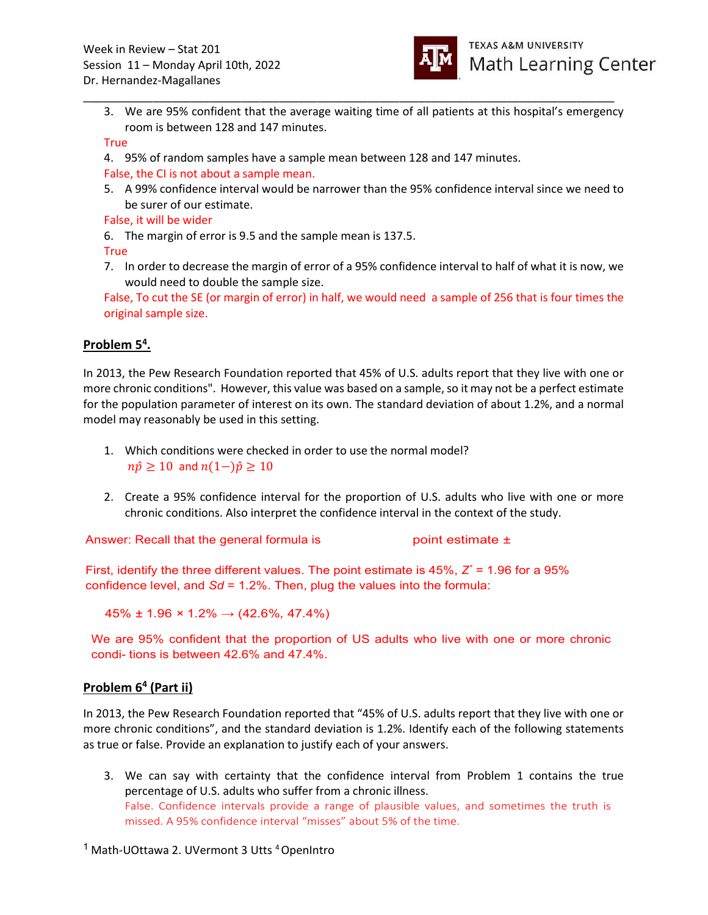3. We are 95% confident that the average waiting time of all patients at this hospital's emergency room is between 128 and 147 minutes.

True

4. 95% of random samples have a sample mean between 128 and 147 minutes.

False, the CI is not about a sample mean.

5. A 99% confidence interval would be narrower than the 95% confidence interval since we need to be surer of our estimate.

False, it will be wider

6. The margin of error is 9.5 and the sample mean is 137.5.

True

7. In order to decrease the margin of error of a 95% confidence interval to half of what it is now, we would need to double the sample size.

False, To cut the SE (or margin of error) in half, we would need a sample of 256 that is four times the original sample size.

**Problem 5[4].**

In 2013, the Pew Research Foundation reported that 45% of U.S. adults report that they live with one or more chronic conditions". However, this value was based on a sample, so it may not be a perfect estimate for the population parameter of interest on its own. The standard deviation of about 1.2%, and a normal model may reasonably be used in this setting.

1. Which conditions were checked in order to use the normal model?

   $n\hat{p} \geq 10$ and $n(1-)\hat{p} \geq 10$

2. Create a 95% confidence interval for the proportion of U.S. adults who live with one or more chronic conditions. Also interpret the confidence interval in the context of the study.

Answer: Recall that the general formula is point estimate ±

First, identify the three different values. The point estimate is 45%, $Z^*$ = 1.96 for a 95% confidence level, and $Sd$ = 1.2%. Then, plug the values into the formula:

45% ± 1.96 × 1.2% → (42.6%, 47.4%)

We are 95% confident that the proportion of US adults who live with one or more chronic condi- tions is between 42.6% and 47.4%.

**Problem 6[4] (Part ii)**

In 2013, the Pew Research Foundation reported that "45% of U.S. adults report that they live with one or more chronic conditions", and the standard deviation is 1.2%. Identify each of the following statements as true or false. Provide an explanation to justify each of your answers.

3. We can say with certainty that the confidence interval from Problem 1 contains the true percentage of U.S. adults who suffer from a chronic illness.

   False. Confidence intervals provide a range of plausible values, and sometimes the truth is missed. A 95% confidence interval "misses" about 5% of the time.

[1] Math-UOttawa 2. UVermont 3 Utts [4] OpenIntro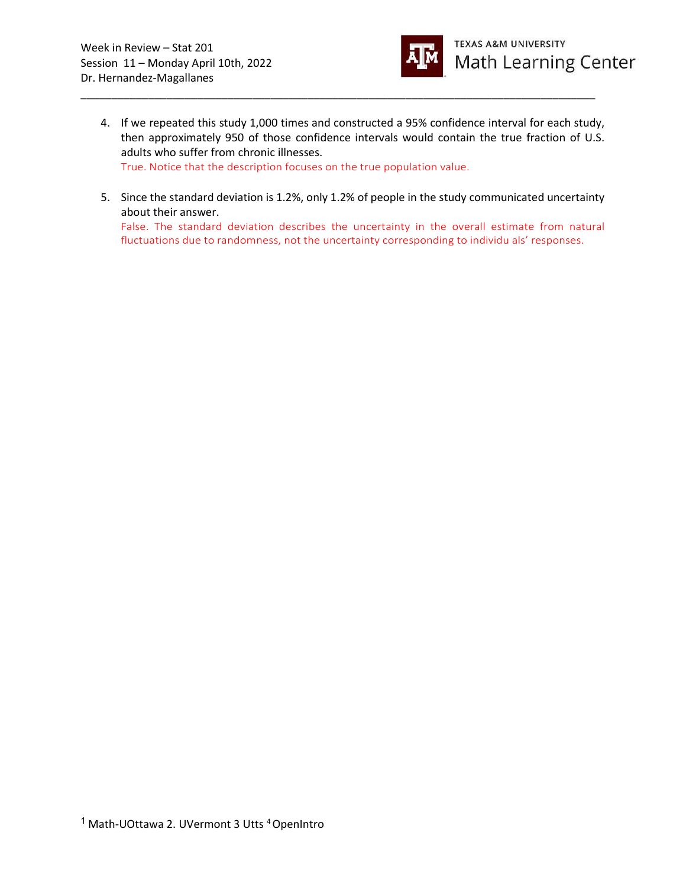4. If we repeated this study 1,000 times and constructed a 95% confidence interval for each study, then approximately 950 of those confidence intervals would contain the true fraction of U.S. adults who suffer from chronic illnesses.
   True. Notice that the description focuses on the true population value.

5. Since the standard deviation is 1.2%, only 1.2% of people in the study communicated uncertainty about their answer.
   False. The standard deviation describes the uncertainty in the overall estimate from natural fluctuations due to randomness, not the uncertainty corresponding to individu als' responses.

[1] Math-UOttawa 2. UVermont 3 Utts [4] OpenIntro